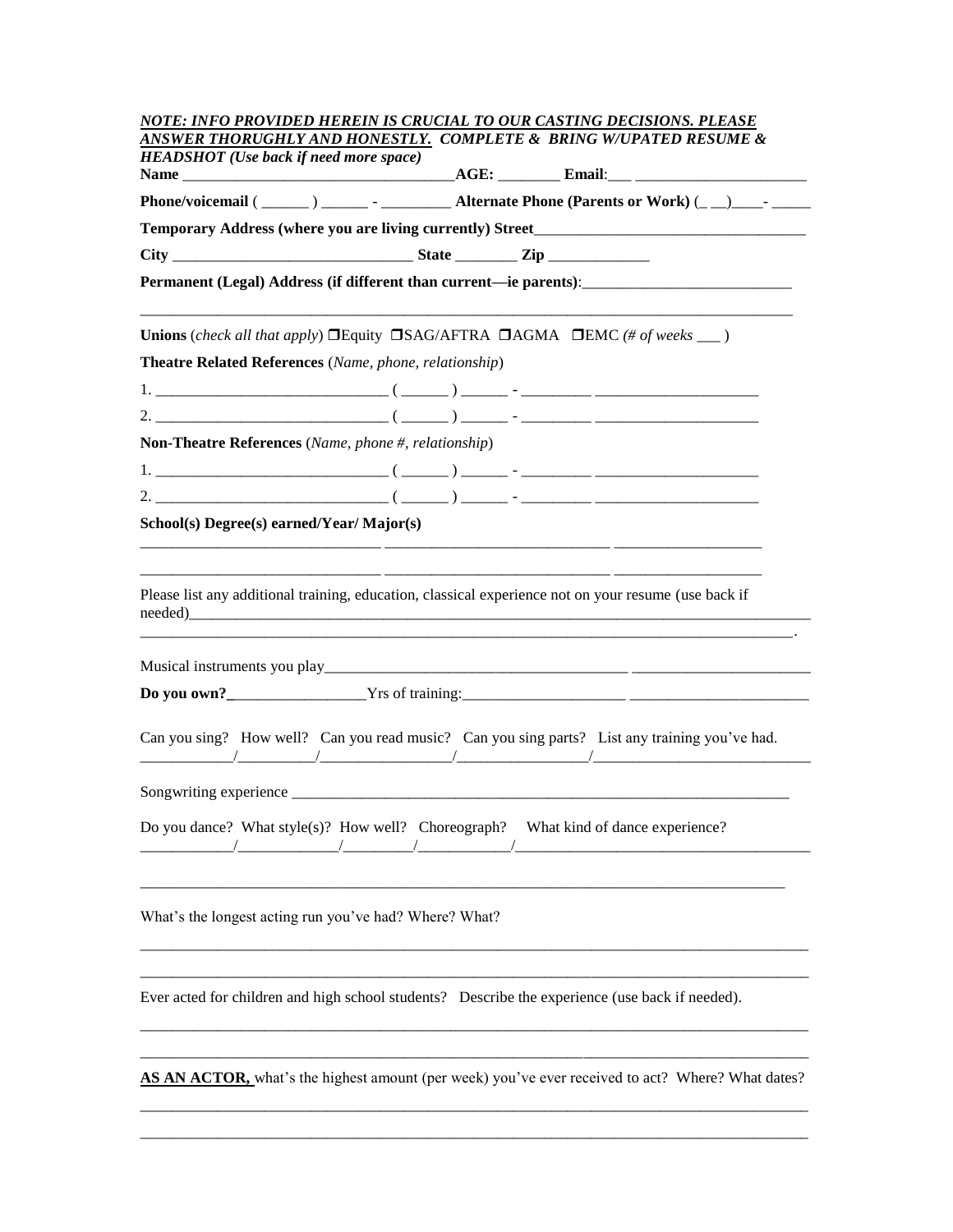***NOTE: INFO PROVIDED HEREIN IS CRUCIAL TO OUR CASTING DECISIONS. PLEASE ANSWER THORUGHLY AND HONESTLY. COMPLETE & BRING W/UPATED RESUME & HEADSHOT (Use back if need more space)***

**Name** ___________________________________**AGE:** ________ **Email**:___ ______________________

**Phone/voicemail** ( ______ ) ______ - _________ **Alternate Phone (Parents or Work)** (_ __)____- _____

**Temporary Address (where you are living currently) Street**___________________________________

**City** _______________________________ **State** ________ **Zip** _____________

**Permanent (Legal) Address (if different than current—ie parents)**:__________________________

_____________________________________________________________________________________

**Unions** (*check all that apply*) ❐Equity ❐SAG/AFTRA ❐AGMA ❐EMC *(# of weeks* ___ )

**Theatre Related References** (*Name, phone, relationship*)

1. ______________________________ ( ______ ) ______ - _________ _____________________

2. ______________________________ ( ______ ) ______ - _________ _____________________

**Non-Theatre References** (*Name, phone #, relationship*)

1. ______________________________ ( ______ ) ______ - _________ _____________________

2. ______________________________ ( ______ ) ______ - _________ _____________________

**School(s) Degree(s) earned/Year/ Major(s)**

______________________________ ___________________________ ___________________

______________________________ ___________________________ ___________________

Please list any additional training, education, classical experience not on your resume (use back if needed)_____________________________________________________________________________

_____________________________________________________________________________________.

Musical instruments you play_______________________________________ _______________________

**Do you own?**_________________Yrs of training:____________________ _______________________

Can you sing? How well? Can you read music? Can you sing parts? List any training you've had.
____________/__________/_________________/_________________/____________________________

Songwriting experience __________________________________________________________________

Do you dance? What style(s)? How well? Choreograph? What kind of dance experience?
____________/_____________/_________/____________/_______________________________________

_____________________________________________________________________________________

What's the longest acting run you've had? Where? What?

_____________________________________________________________________________________

_____________________________________________________________________________________

Ever acted for children and high school students? Describe the experience (use back if needed).

_____________________________________________________________________________________

_____________________________________________________________________________________

**<u>AS AN ACTOR,</u>** what's the highest amount (per week) you've ever received to act? Where? What dates?

_____________________________________________________________________________________

_____________________________________________________________________________________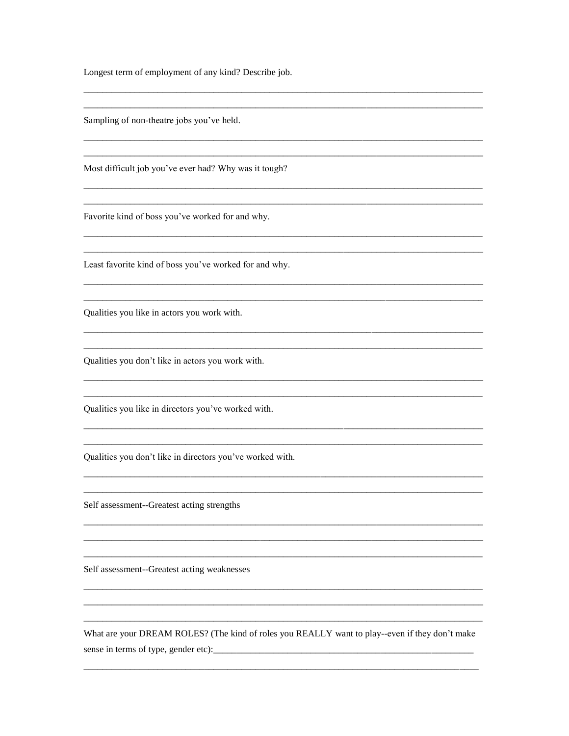Longest term of employment of any kind? Describe job.

\_\_\_\_\_\_\_\_\_\_\_\_\_\_\_\_\_\_\_\_\_\_\_\_\_\_\_\_\_\_\_\_\_\_\_\_\_\_\_\_\_\_\_\_\_\_\_\_\_\_\_\_\_\_\_\_\_\_\_\_\_\_\_\_\_\_\_\_\_\_\_\_\_\_\_\_

\_\_\_\_\_\_\_\_\_\_\_\_\_\_\_\_\_\_\_\_\_\_\_\_\_\_\_\_\_\_\_\_\_\_\_\_\_\_\_\_\_\_\_\_\_\_\_\_\_\_\_\_\_\_\_\_\_\_\_\_\_\_\_\_\_\_\_\_\_\_\_\_\_\_\_\_

Sampling of non-theatre jobs you've held.

\_\_\_\_\_\_\_\_\_\_\_\_\_\_\_\_\_\_\_\_\_\_\_\_\_\_\_\_\_\_\_\_\_\_\_\_\_\_\_\_\_\_\_\_\_\_\_\_\_\_\_\_\_\_\_\_\_\_\_\_\_\_\_\_\_\_\_\_\_\_\_\_\_\_\_\_

\_\_\_\_\_\_\_\_\_\_\_\_\_\_\_\_\_\_\_\_\_\_\_\_\_\_\_\_\_\_\_\_\_\_\_\_\_\_\_\_\_\_\_\_\_\_\_\_\_\_\_\_\_\_\_\_\_\_\_\_\_\_\_\_\_\_\_\_\_\_\_\_\_\_\_\_

Most difficult job you've ever had? Why was it tough?

\_\_\_\_\_\_\_\_\_\_\_\_\_\_\_\_\_\_\_\_\_\_\_\_\_\_\_\_\_\_\_\_\_\_\_\_\_\_\_\_\_\_\_\_\_\_\_\_\_\_\_\_\_\_\_\_\_\_\_\_\_\_\_\_\_\_\_\_\_\_\_\_\_\_\_\_

\_\_\_\_\_\_\_\_\_\_\_\_\_\_\_\_\_\_\_\_\_\_\_\_\_\_\_\_\_\_\_\_\_\_\_\_\_\_\_\_\_\_\_\_\_\_\_\_\_\_\_\_\_\_\_\_\_\_\_\_\_\_\_\_\_\_\_\_\_\_\_\_\_\_\_\_

Favorite kind of boss you've worked for and why.

\_\_\_\_\_\_\_\_\_\_\_\_\_\_\_\_\_\_\_\_\_\_\_\_\_\_\_\_\_\_\_\_\_\_\_\_\_\_\_\_\_\_\_\_\_\_\_\_\_\_\_\_\_\_\_\_\_\_\_\_\_\_\_\_\_\_\_\_\_\_\_\_\_\_\_\_

\_\_\_\_\_\_\_\_\_\_\_\_\_\_\_\_\_\_\_\_\_\_\_\_\_\_\_\_\_\_\_\_\_\_\_\_\_\_\_\_\_\_\_\_\_\_\_\_\_\_\_\_\_\_\_\_\_\_\_\_\_\_\_\_\_\_\_\_\_\_\_\_\_\_\_\_

Least favorite kind of boss you've worked for and why.

\_\_\_\_\_\_\_\_\_\_\_\_\_\_\_\_\_\_\_\_\_\_\_\_\_\_\_\_\_\_\_\_\_\_\_\_\_\_\_\_\_\_\_\_\_\_\_\_\_\_\_\_\_\_\_\_\_\_\_\_\_\_\_\_\_\_\_\_\_\_\_\_\_\_\_\_

\_\_\_\_\_\_\_\_\_\_\_\_\_\_\_\_\_\_\_\_\_\_\_\_\_\_\_\_\_\_\_\_\_\_\_\_\_\_\_\_\_\_\_\_\_\_\_\_\_\_\_\_\_\_\_\_\_\_\_\_\_\_\_\_\_\_\_\_\_\_\_\_\_\_\_\_

Qualities you like in actors you work with.

\_\_\_\_\_\_\_\_\_\_\_\_\_\_\_\_\_\_\_\_\_\_\_\_\_\_\_\_\_\_\_\_\_\_\_\_\_\_\_\_\_\_\_\_\_\_\_\_\_\_\_\_\_\_\_\_\_\_\_\_\_\_\_\_\_\_\_\_\_\_\_\_\_\_\_\_

\_\_\_\_\_\_\_\_\_\_\_\_\_\_\_\_\_\_\_\_\_\_\_\_\_\_\_\_\_\_\_\_\_\_\_\_\_\_\_\_\_\_\_\_\_\_\_\_\_\_\_\_\_\_\_\_\_\_\_\_\_\_\_\_\_\_\_\_\_\_\_\_\_\_\_\_

Qualities you don't like in actors you work with.

\_\_\_\_\_\_\_\_\_\_\_\_\_\_\_\_\_\_\_\_\_\_\_\_\_\_\_\_\_\_\_\_\_\_\_\_\_\_\_\_\_\_\_\_\_\_\_\_\_\_\_\_\_\_\_\_\_\_\_\_\_\_\_\_\_\_\_\_\_\_\_\_\_\_\_\_

\_\_\_\_\_\_\_\_\_\_\_\_\_\_\_\_\_\_\_\_\_\_\_\_\_\_\_\_\_\_\_\_\_\_\_\_\_\_\_\_\_\_\_\_\_\_\_\_\_\_\_\_\_\_\_\_\_\_\_\_\_\_\_\_\_\_\_\_\_\_\_\_\_\_\_\_

Qualities you like in directors you've worked with.

\_\_\_\_\_\_\_\_\_\_\_\_\_\_\_\_\_\_\_\_\_\_\_\_\_\_\_\_\_\_\_\_\_\_\_\_\_\_\_\_\_\_\_\_\_\_\_\_\_\_\_\_\_\_\_\_\_\_\_\_\_\_\_\_\_\_\_\_\_\_\_\_\_\_\_\_

\_\_\_\_\_\_\_\_\_\_\_\_\_\_\_\_\_\_\_\_\_\_\_\_\_\_\_\_\_\_\_\_\_\_\_\_\_\_\_\_\_\_\_\_\_\_\_\_\_\_\_\_\_\_\_\_\_\_\_\_\_\_\_\_\_\_\_\_\_\_\_\_\_\_\_\_

Qualities you don't like in directors you've worked with.

\_\_\_\_\_\_\_\_\_\_\_\_\_\_\_\_\_\_\_\_\_\_\_\_\_\_\_\_\_\_\_\_\_\_\_\_\_\_\_\_\_\_\_\_\_\_\_\_\_\_\_\_\_\_\_\_\_\_\_\_\_\_\_\_\_\_\_\_\_\_\_\_\_\_\_\_

\_\_\_\_\_\_\_\_\_\_\_\_\_\_\_\_\_\_\_\_\_\_\_\_\_\_\_\_\_\_\_\_\_\_\_\_\_\_\_\_\_\_\_\_\_\_\_\_\_\_\_\_\_\_\_\_\_\_\_\_\_\_\_\_\_\_\_\_\_\_\_\_\_\_\_\_

Self assessment--Greatest acting strengths

\_\_\_\_\_\_\_\_\_\_\_\_\_\_\_\_\_\_\_\_\_\_\_\_\_\_\_\_\_\_\_\_\_\_\_\_\_\_\_\_\_\_\_\_\_\_\_\_\_\_\_\_\_\_\_\_\_\_\_\_\_\_\_\_\_\_\_\_\_\_\_\_\_\_\_\_

\_\_\_\_\_\_\_\_\_\_\_\_\_\_\_\_\_\_\_\_\_\_\_\_\_\_\_\_\_\_\_\_\_\_\_\_\_\_\_\_\_\_\_\_\_\_\_\_\_\_\_\_\_\_\_\_\_\_\_\_\_\_\_\_\_\_\_\_\_\_\_\_\_\_\_\_

\_\_\_\_\_\_\_\_\_\_\_\_\_\_\_\_\_\_\_\_\_\_\_\_\_\_\_\_\_\_\_\_\_\_\_\_\_\_\_\_\_\_\_\_\_\_\_\_\_\_\_\_\_\_\_\_\_\_\_\_\_\_\_\_\_\_\_\_\_\_\_\_\_\_\_\_

Self assessment--Greatest acting weaknesses

\_\_\_\_\_\_\_\_\_\_\_\_\_\_\_\_\_\_\_\_\_\_\_\_\_\_\_\_\_\_\_\_\_\_\_\_\_\_\_\_\_\_\_\_\_\_\_\_\_\_\_\_\_\_\_\_\_\_\_\_\_\_\_\_\_\_\_\_\_\_\_\_\_\_\_\_

\_\_\_\_\_\_\_\_\_\_\_\_\_\_\_\_\_\_\_\_\_\_\_\_\_\_\_\_\_\_\_\_\_\_\_\_\_\_\_\_\_\_\_\_\_\_\_\_\_\_\_\_\_\_\_\_\_\_\_\_\_\_\_\_\_\_\_\_\_\_\_\_\_\_\_\_

\_\_\_\_\_\_\_\_\_\_\_\_\_\_\_\_\_\_\_\_\_\_\_\_\_\_\_\_\_\_\_\_\_\_\_\_\_\_\_\_\_\_\_\_\_\_\_\_\_\_\_\_\_\_\_\_\_\_\_\_\_\_\_\_\_\_\_\_\_\_\_\_\_\_\_\_

What are your DREAM ROLES? (The kind of roles you REALLY want to play--even if they don't make sense in terms of type, gender etc):\_\_\_\_\_\_\_\_\_\_\_\_\_\_\_\_\_\_\_\_\_\_\_\_\_\_\_\_\_\_\_\_\_\_\_\_\_\_\_\_\_\_\_\_\_\_\_\_\_\_\_\_\_\_\_

\_\_\_\_\_\_\_\_\_\_\_\_\_\_\_\_\_\_\_\_\_\_\_\_\_\_\_\_\_\_\_\_\_\_\_\_\_\_\_\_\_\_\_\_\_\_\_\_\_\_\_\_\_\_\_\_\_\_\_\_\_\_\_\_\_\_\_\_\_\_\_\_\_\_\_\_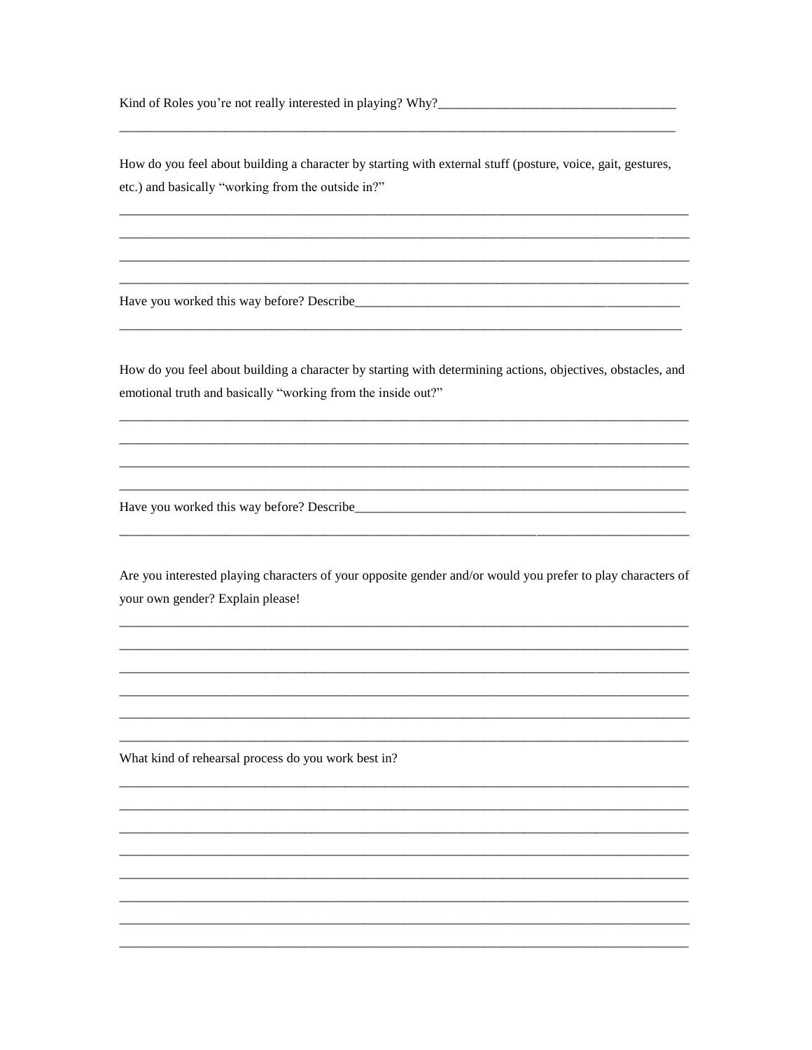Kind of Roles you're not really interested in playing? Why?____________________________________

________________________________________________________________________________

How do you feel about building a character by starting with external stuff (posture, voice, gait, gestures, etc.) and basically "working from the outside in?"

________________________________________________________________________________

________________________________________________________________________________

________________________________________________________________________________

________________________________________________________________________________

Have you worked this way before? Describe___________________________________________________

________________________________________________________________________________

How do you feel about building a character by starting with determining actions, objectives, obstacles, and emotional truth and basically "working from the inside out?"

________________________________________________________________________________

________________________________________________________________________________

________________________________________________________________________________

________________________________________________________________________________

Have you worked this way before? Describe___________________________________________________

________________________________________________________________________________

Are you interested playing characters of your opposite gender and/or would you prefer to play characters of your own gender? Explain please!

________________________________________________________________________________

________________________________________________________________________________

________________________________________________________________________________

________________________________________________________________________________

________________________________________________________________________________

________________________________________________________________________________

What kind of rehearsal process do you work best in?

________________________________________________________________________________

________________________________________________________________________________

________________________________________________________________________________

________________________________________________________________________________

________________________________________________________________________________

________________________________________________________________________________

________________________________________________________________________________

________________________________________________________________________________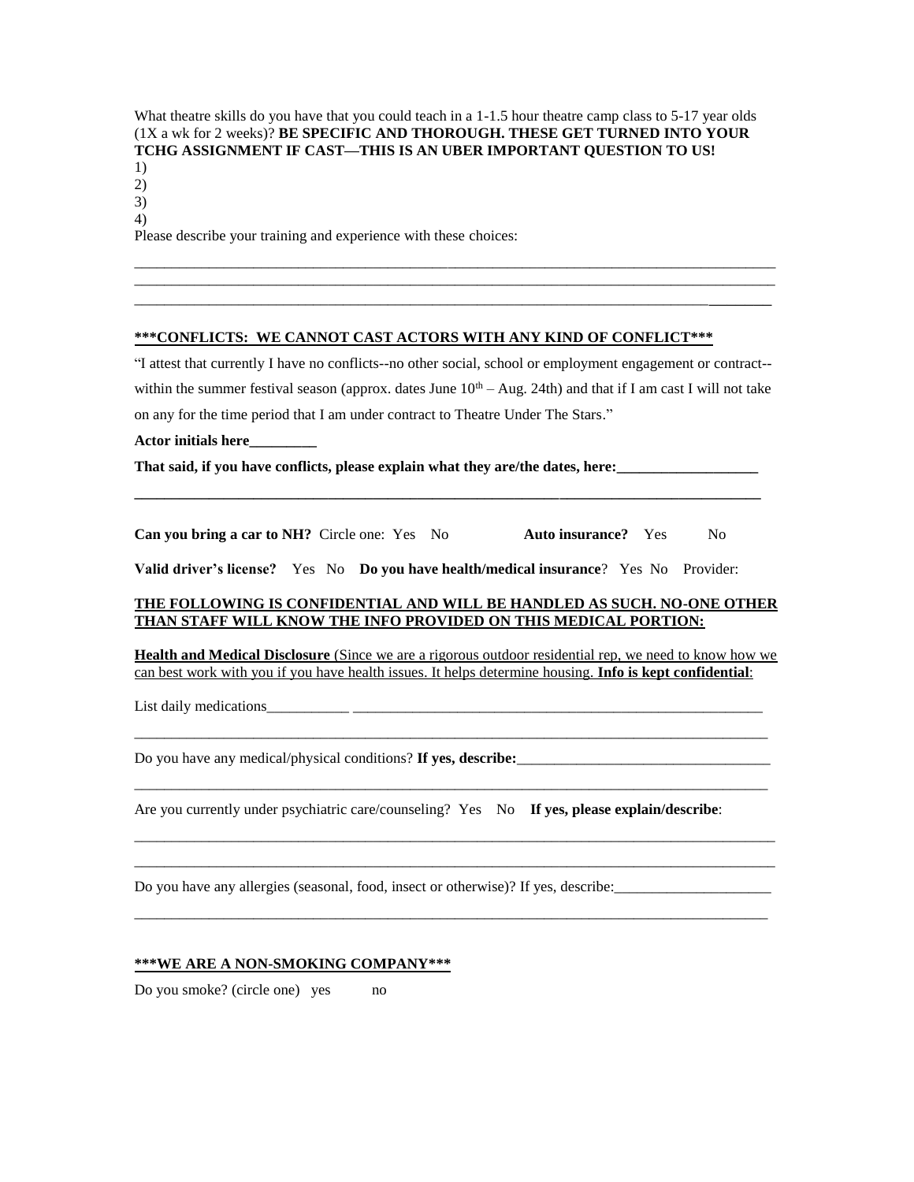What theatre skills do you have that you could teach in a 1-1.5 hour theatre camp class to 5-17 year olds (1X a wk for 2 weeks)? **BE SPECIFIC AND THOROUGH. THESE GET TURNED INTO YOUR TCHG ASSIGNMENT IF CAST—THIS IS AN UBER IMPORTANT QUESTION TO US!**

1)
2)
3)
4)

Please describe your training and experience with these choices:

_______________________________________________________________________________________
_______________________________________________________________________________________
_______________________________________________________________________________________

**<u>***CONFLICTS: WE CANNOT CAST ACTORS WITH ANY KIND OF CONFLICT***</u>**

"I attest that currently I have no conflicts--no other social, school or employment engagement or contract--within the summer festival season (approx. dates June 10th – Aug. 24th) and that if I am cast I will not take on any for the time period that I am under contract to Theatre Under The Stars."

**Actor initials here_________**

**That said, if you have conflicts, please explain what they are/the dates, here:___________________**

**_______________________________________________________________________________**

**Can you bring a car to NH?** Circle one: Yes No **Auto insurance?** Yes No

**Valid driver's license?** Yes No **Do you have health/medical insurance**? Yes No Provider:

**<u>THE FOLLOWING IS CONFIDENTIAL AND WILL BE HANDLED AS SUCH. NO-ONE OTHER THAN STAFF WILL KNOW THE INFO PROVIDED ON THIS MEDICAL PORTION:</u>**

<u>**Health and Medical Disclosure** (Since we are a rigorous outdoor residential rep, we need to know how we can best work with you if you have health issues. It helps determine housing. **Info is kept confidential**:</u>

List daily medications___________ _________________________________________________________

_______________________________________________________________________________________

Do you have any medical/physical conditions? **If yes, describe:**__________________________________

_______________________________________________________________________________________

Are you currently under psychiatric care/counseling? Yes No **If yes, please explain/describe**:

_______________________________________________________________________________________
_______________________________________________________________________________________

Do you have any allergies (seasonal, food, insect or otherwise)? If yes, describe:_____________________

_______________________________________________________________________________________

**<u>***WE ARE A NON-SMOKING COMPANY***</u>**

Do you smoke? (circle one) yes no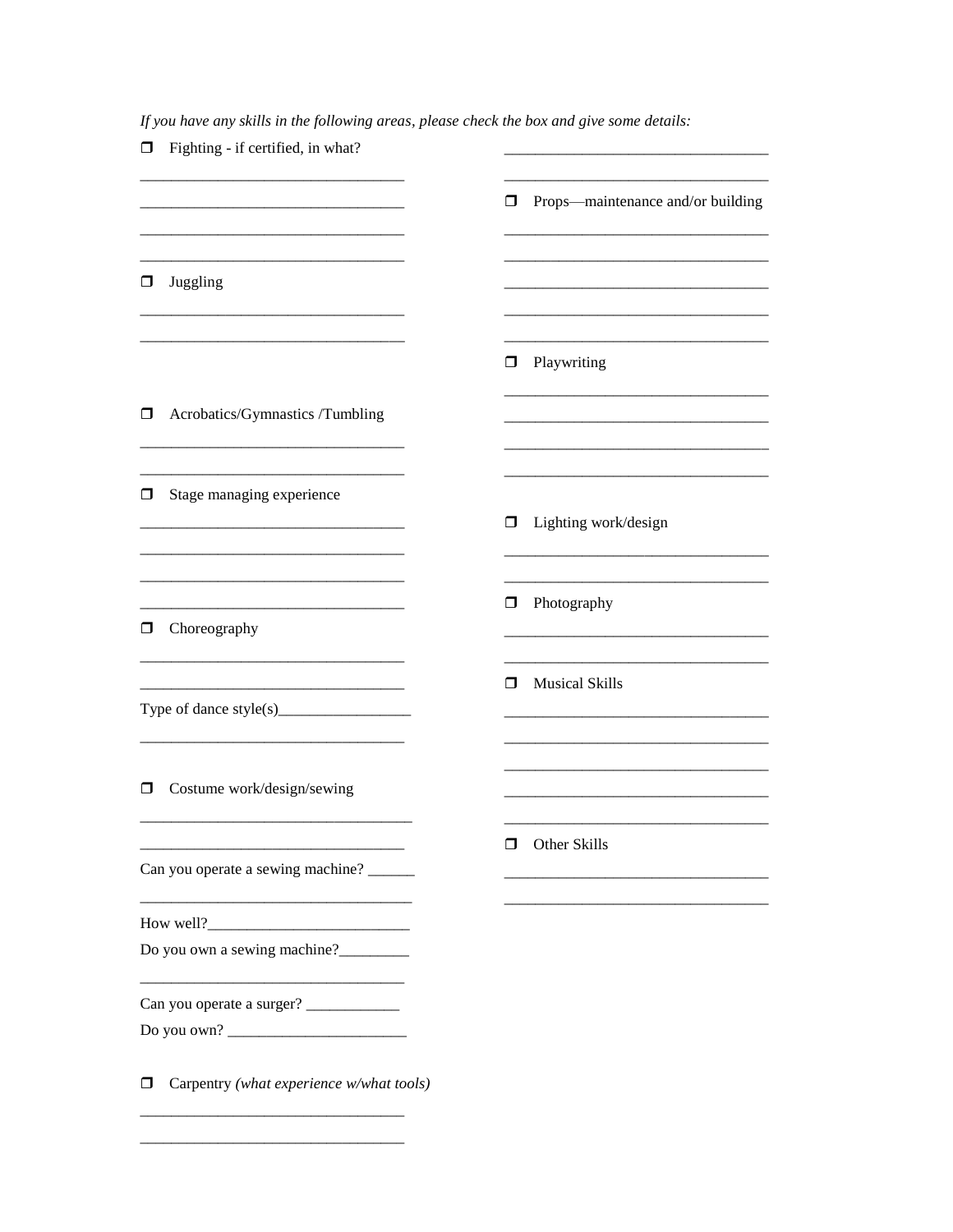*If you have any skills in the following areas, please check the box and give some details:*

- ❐ Fighting - if certified, in what?

  __________________________________

  __________________________________

  __________________________________

  __________________________________

- ❐ Juggling

  __________________________________

  __________________________________

- ❐ Acrobatics/Gymnastics /Tumbling

  __________________________________

  __________________________________

- ❐ Stage managing experience

  __________________________________

  __________________________________

  __________________________________

  __________________________________

- ❐ Choreography

  __________________________________

  __________________________________

  Type of dance style(s)_________________

  __________________________________

- ❐ Costume work/design/sewing

  __________________________________

  __________________________________

  Can you operate a sewing machine? ______

  __________________________________

  How well?_________________________

  Do you own a sewing machine?_________

  __________________________________

  Can you operate a surger? ____________

  Do you own? ______________________

- ❐ Carpentry *(what experience w/what tools)*

  __________________________________

  __________________________________

__________________________________

__________________________________

- ❐ Props—maintenance and/or building

  __________________________________

  __________________________________

  __________________________________

  __________________________________

  __________________________________

- ❐ Playwriting

  __________________________________

  __________________________________

  __________________________________

  __________________________________

- ❐ Lighting work/design

  __________________________________

  __________________________________

- ❐ Photography

  __________________________________

  __________________________________

- ❐ Musical Skills

  __________________________________

  __________________________________

  __________________________________

  __________________________________

  __________________________________

- ❐ Other Skills

  __________________________________

  __________________________________